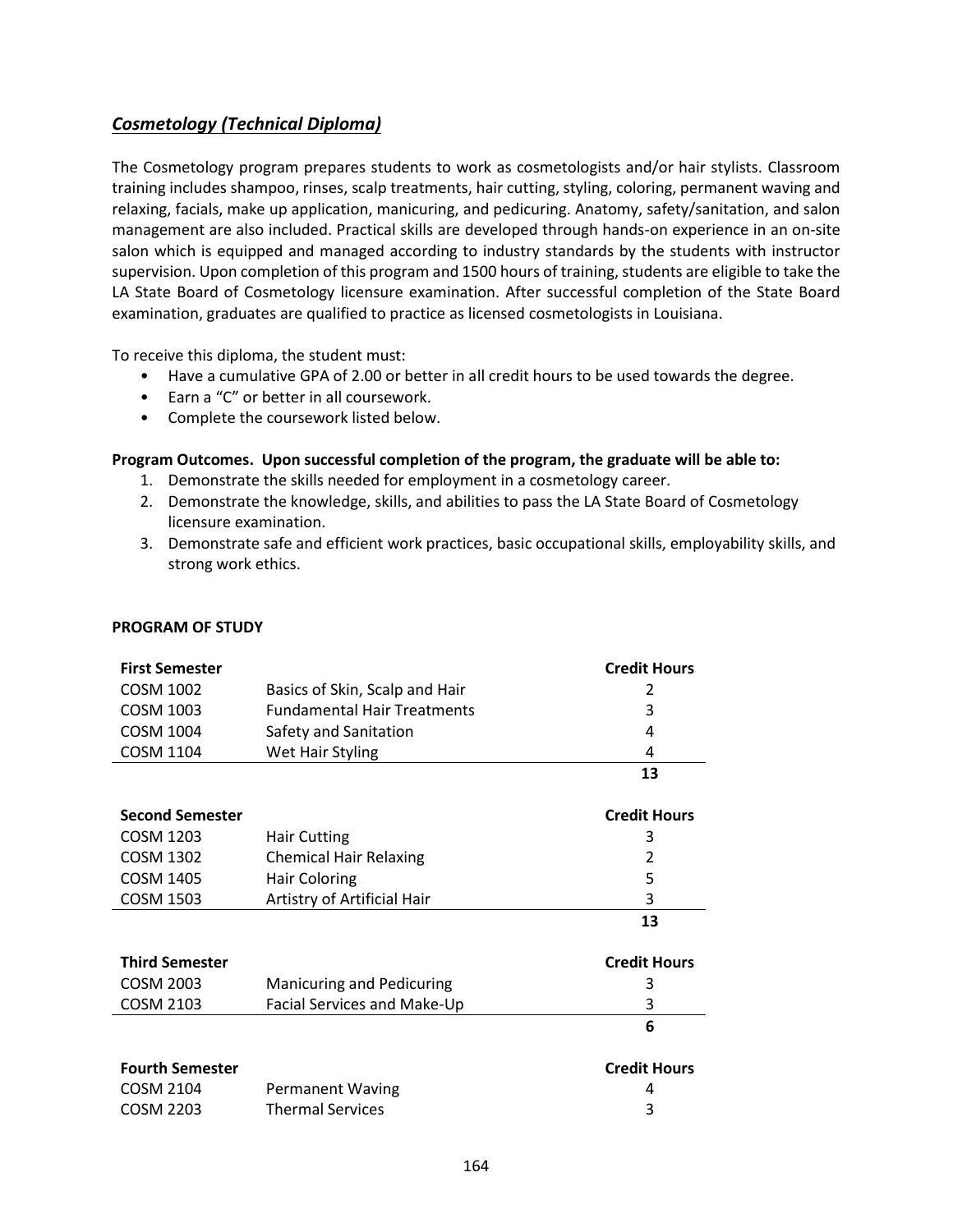## *Cosmetology (Technical Diploma)*

The Cosmetology program prepares students to work as cosmetologists and/or hair stylists. Classroom training includes shampoo, rinses, scalp treatments, hair cutting, styling, coloring, permanent waving and relaxing, facials, make up application, manicuring, and pedicuring. Anatomy, safety/sanitation, and salon management are also included. Practical skills are developed through hands-on experience in an on-site salon which is equipped and managed according to industry standards by the students with instructor supervision. Upon completion of this program and 1500 hours of training, students are eligible to take the LA State Board of Cosmetology licensure examination. After successful completion of the State Board examination, graduates are qualified to practice as licensed cosmetologists in Louisiana.

To receive this diploma, the student must:

- Have a cumulative GPA of 2.00 or better in all credit hours to be used towards the degree.
- Earn a "C" or better in all coursework.
- Complete the coursework listed below.

**Program Outcomes. Upon successful completion of the program, the graduate will be able to:**

1. Demonstrate the skills needed for employment in a cosmetology career.
2. Demonstrate the knowledge, skills, and abilities to pass the LA State Board of Cosmetology licensure examination.
3. Demonstrate safe and efficient work practices, basic occupational skills, employability skills, and strong work ethics.

**PROGRAM OF STUDY**

| **First Semester** | | **Credit Hours** |
|---|---|---|
| COSM 1002 | Basics of Skin, Scalp and Hair | 2 |
| COSM 1003 | Fundamental Hair Treatments | 3 |
| COSM 1004 | Safety and Sanitation | 4 |
| COSM 1104 | Wet Hair Styling | 4 |
| | | **13** |

| **Second Semester** | | **Credit Hours** |
|---|---|---|
| COSM 1203 | Hair Cutting | 3 |
| COSM 1302 | Chemical Hair Relaxing | 2 |
| COSM 1405 | Hair Coloring | 5 |
| COSM 1503 | Artistry of Artificial Hair | 3 |
| | | **13** |

| **Third Semester** | | **Credit Hours** |
|---|---|---|
| COSM 2003 | Manicuring and Pedicuring | 3 |
| COSM 2103 | Facial Services and Make-Up | 3 |
| | | **6** |

| **Fourth Semester** | | **Credit Hours** |
|---|---|---|
| COSM 2104 | Permanent Waving | 4 |
| COSM 2203 | Thermal Services | 3 |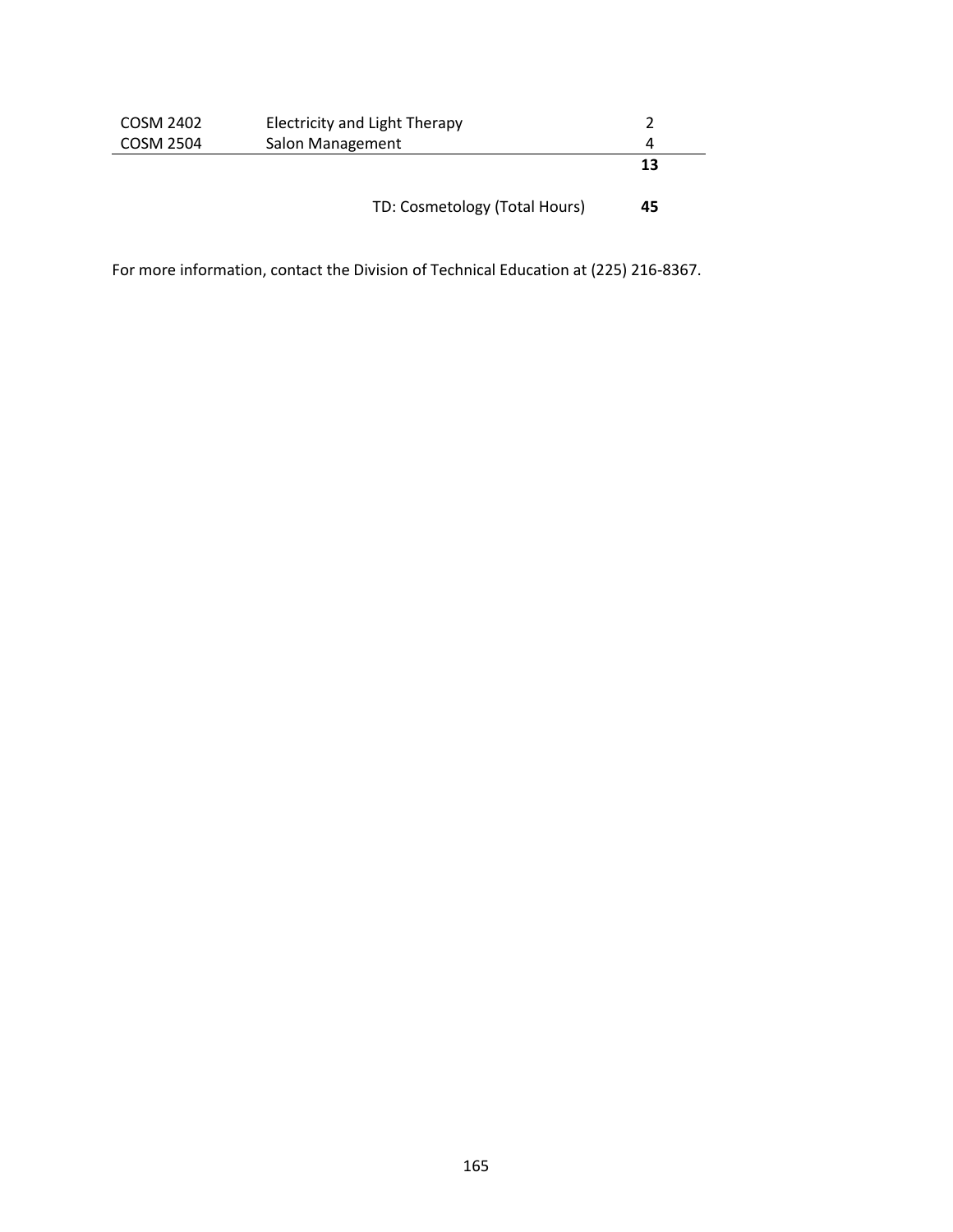| | | |
|---|---|---|
| COSM 2402 | Electricity and Light Therapy | 2 |
| COSM 2504 | Salon Management | 4 |
| | | **13** |
| | TD: Cosmetology (Total Hours) | **45** |

For more information, contact the Division of Technical Education at (225) 216-8367.